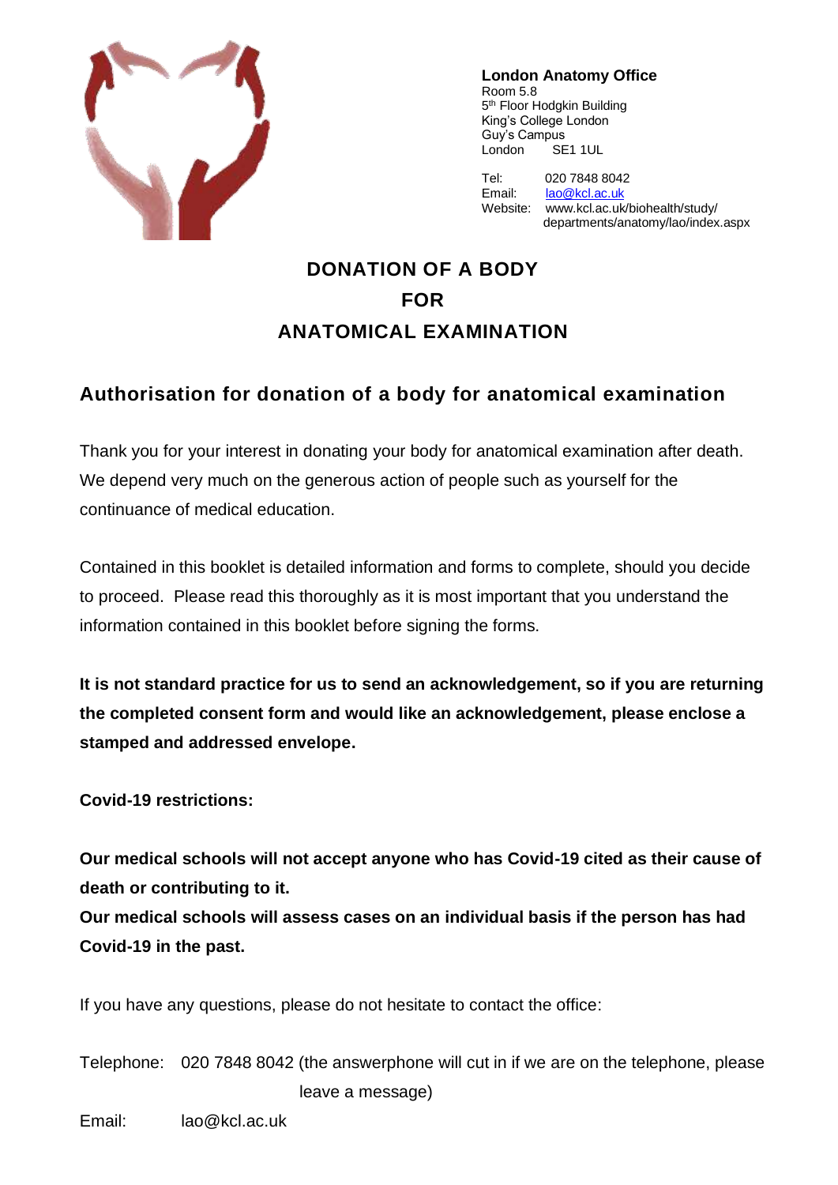**London Anatomy Office**
Room 5.8
5th Floor Hodgkin Building
King's College London
Guy's Campus
London SE1 1UL

Tel: 020 7848 8042
Email: lao@kcl.ac.uk
Website: www.kcl.ac.uk/biohealth/study/departments/anatomy/lao/index.aspx

# DONATION OF A BODY FOR ANATOMICAL EXAMINATION

## Authorisation for donation of a body for anatomical examination

Thank you for your interest in donating your body for anatomical examination after death. We depend very much on the generous action of people such as yourself for the continuance of medical education.

Contained in this booklet is detailed information and forms to complete, should you decide to proceed. Please read this thoroughly as it is most important that you understand the information contained in this booklet before signing the forms.

**It is not standard practice for us to send an acknowledgement, so if you are returning the completed consent form and would like an acknowledgement, please enclose a stamped and addressed envelope.**

**Covid-19 restrictions:**

**Our medical schools will not accept anyone who has Covid-19 cited as their cause of death or contributing to it.**
**Our medical schools will assess cases on an individual basis if the person has had Covid-19 in the past.**

If you have any questions, please do not hesitate to contact the office:

Telephone: 020 7848 8042 (the answerphone will cut in if we are on the telephone, please leave a message)

Email: lao@kcl.ac.uk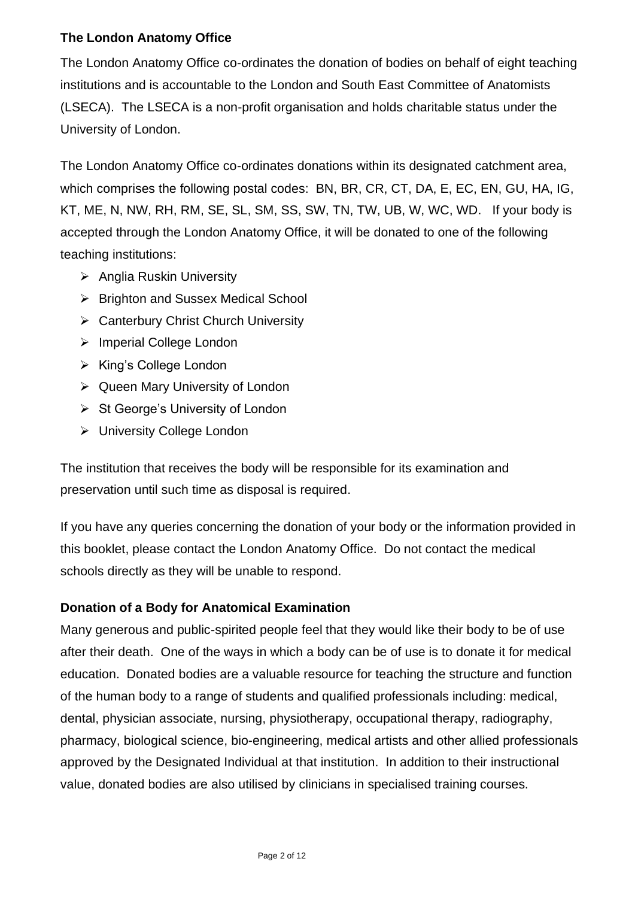## The London Anatomy Office

The London Anatomy Office co-ordinates the donation of bodies on behalf of eight teaching institutions and is accountable to the London and South East Committee of Anatomists (LSECA). The LSECA is a non-profit organisation and holds charitable status under the University of London.

The London Anatomy Office co-ordinates donations within its designated catchment area, which comprises the following postal codes: BN, BR, CR, CT, DA, E, EC, EN, GU, HA, IG, KT, ME, N, NW, RH, RM, SE, SL, SM, SS, SW, TN, TW, UB, W, WC, WD. If your body is accepted through the London Anatomy Office, it will be donated to one of the following teaching institutions:

- Anglia Ruskin University
- Brighton and Sussex Medical School
- Canterbury Christ Church University
- Imperial College London
- King's College London
- Queen Mary University of London
- St George's University of London
- University College London

The institution that receives the body will be responsible for its examination and preservation until such time as disposal is required.

If you have any queries concerning the donation of your body or the information provided in this booklet, please contact the London Anatomy Office. Do not contact the medical schools directly as they will be unable to respond.

## Donation of a Body for Anatomical Examination

Many generous and public-spirited people feel that they would like their body to be of use after their death. One of the ways in which a body can be of use is to donate it for medical education. Donated bodies are a valuable resource for teaching the structure and function of the human body to a range of students and qualified professionals including: medical, dental, physician associate, nursing, physiotherapy, occupational therapy, radiography, pharmacy, biological science, bio-engineering, medical artists and other allied professionals approved by the Designated Individual at that institution. In addition to their instructional value, donated bodies are also utilised by clinicians in specialised training courses.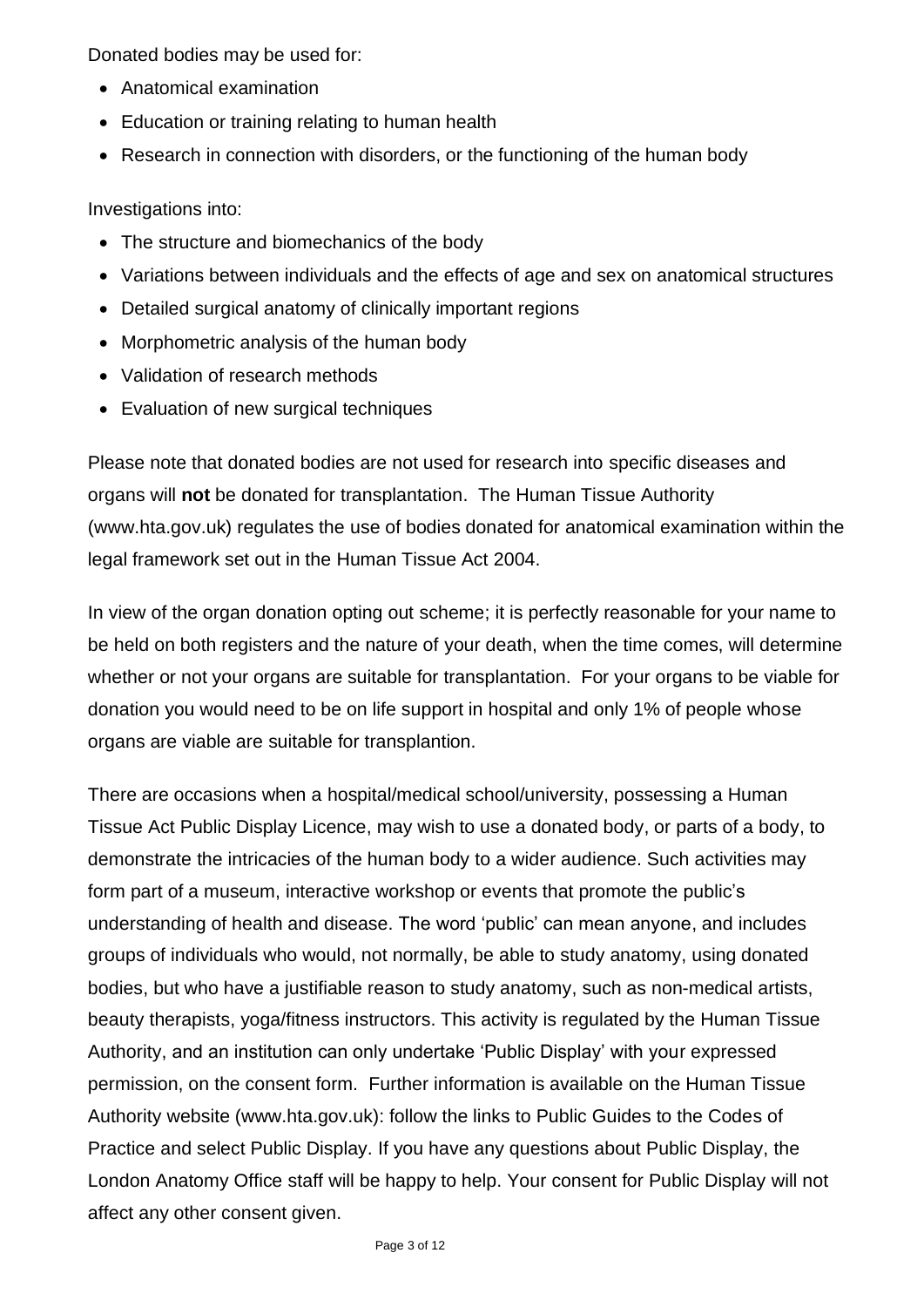Donated bodies may be used for:

- Anatomical examination
- Education or training relating to human health
- Research in connection with disorders, or the functioning of the human body

Investigations into:

- The structure and biomechanics of the body
- Variations between individuals and the effects of age and sex on anatomical structures
- Detailed surgical anatomy of clinically important regions
- Morphometric analysis of the human body
- Validation of research methods
- Evaluation of new surgical techniques

Please note that donated bodies are not used for research into specific diseases and organs will **not** be donated for transplantation. The Human Tissue Authority (www.hta.gov.uk) regulates the use of bodies donated for anatomical examination within the legal framework set out in the Human Tissue Act 2004.

In view of the organ donation opting out scheme; it is perfectly reasonable for your name to be held on both registers and the nature of your death, when the time comes, will determine whether or not your organs are suitable for transplantation. For your organs to be viable for donation you would need to be on life support in hospital and only 1% of people whose organs are viable are suitable for transplantion.

There are occasions when a hospital/medical school/university, possessing a Human Tissue Act Public Display Licence, may wish to use a donated body, or parts of a body, to demonstrate the intricacies of the human body to a wider audience. Such activities may form part of a museum, interactive workshop or events that promote the public's understanding of health and disease. The word 'public' can mean anyone, and includes groups of individuals who would, not normally, be able to study anatomy, using donated bodies, but who have a justifiable reason to study anatomy, such as non-medical artists, beauty therapists, yoga/fitness instructors. This activity is regulated by the Human Tissue Authority, and an institution can only undertake 'Public Display' with your expressed permission, on the consent form. Further information is available on the Human Tissue Authority website (www.hta.gov.uk): follow the links to Public Guides to the Codes of Practice and select Public Display. If you have any questions about Public Display, the London Anatomy Office staff will be happy to help. Your consent for Public Display will not affect any other consent given.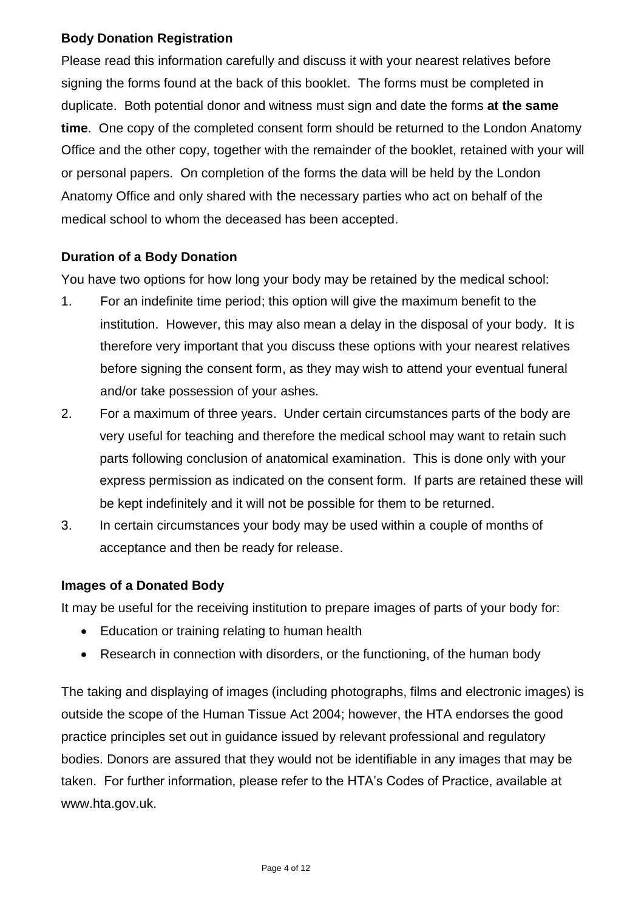**Body Donation Registration**

Please read this information carefully and discuss it with your nearest relatives before signing the forms found at the back of this booklet. The forms must be completed in duplicate. Both potential donor and witness must sign and date the forms **at the same time**. One copy of the completed consent form should be returned to the London Anatomy Office and the other copy, together with the remainder of the booklet, retained with your will or personal papers. On completion of the forms the data will be held by the London Anatomy Office and only shared with the necessary parties who act on behalf of the medical school to whom the deceased has been accepted.

**Duration of a Body Donation**

You have two options for how long your body may be retained by the medical school:

1. For an indefinite time period; this option will give the maximum benefit to the institution. However, this may also mean a delay in the disposal of your body. It is therefore very important that you discuss these options with your nearest relatives before signing the consent form, as they may wish to attend your eventual funeral and/or take possession of your ashes.
2. For a maximum of three years. Under certain circumstances parts of the body are very useful for teaching and therefore the medical school may want to retain such parts following conclusion of anatomical examination. This is done only with your express permission as indicated on the consent form. If parts are retained these will be kept indefinitely and it will not be possible for them to be returned.
3. In certain circumstances your body may be used within a couple of months of acceptance and then be ready for release.

**Images of a Donated Body**

It may be useful for the receiving institution to prepare images of parts of your body for:

- Education or training relating to human health
- Research in connection with disorders, or the functioning, of the human body

The taking and displaying of images (including photographs, films and electronic images) is outside the scope of the Human Tissue Act 2004; however, the HTA endorses the good practice principles set out in guidance issued by relevant professional and regulatory bodies. Donors are assured that they would not be identifiable in any images that may be taken. For further information, please refer to the HTA's Codes of Practice, available at www.hta.gov.uk.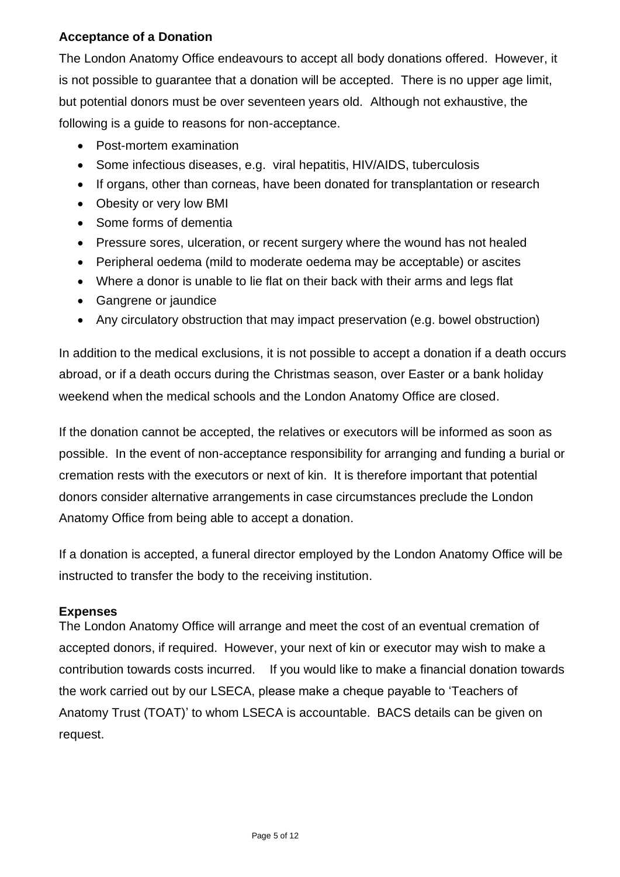**Acceptance of a Donation**

The London Anatomy Office endeavours to accept all body donations offered. However, it is not possible to guarantee that a donation will be accepted. There is no upper age limit, but potential donors must be over seventeen years old. Although not exhaustive, the following is a guide to reasons for non-acceptance.

- Post-mortem examination
- Some infectious diseases, e.g. viral hepatitis, HIV/AIDS, tuberculosis
- If organs, other than corneas, have been donated for transplantation or research
- Obesity or very low BMI
- Some forms of dementia
- Pressure sores, ulceration, or recent surgery where the wound has not healed
- Peripheral oedema (mild to moderate oedema may be acceptable) or ascites
- Where a donor is unable to lie flat on their back with their arms and legs flat
- Gangrene or jaundice
- Any circulatory obstruction that may impact preservation (e.g. bowel obstruction)

In addition to the medical exclusions, it is not possible to accept a donation if a death occurs abroad, or if a death occurs during the Christmas season, over Easter or a bank holiday weekend when the medical schools and the London Anatomy Office are closed.

If the donation cannot be accepted, the relatives or executors will be informed as soon as possible. In the event of non-acceptance responsibility for arranging and funding a burial or cremation rests with the executors or next of kin. It is therefore important that potential donors consider alternative arrangements in case circumstances preclude the London Anatomy Office from being able to accept a donation.

If a donation is accepted, a funeral director employed by the London Anatomy Office will be instructed to transfer the body to the receiving institution.

**Expenses**

The London Anatomy Office will arrange and meet the cost of an eventual cremation of accepted donors, if required. However, your next of kin or executor may wish to make a contribution towards costs incurred. If you would like to make a financial donation towards the work carried out by our LSECA, please make a cheque payable to 'Teachers of Anatomy Trust (TOAT)' to whom LSECA is accountable. BACS details can be given on request.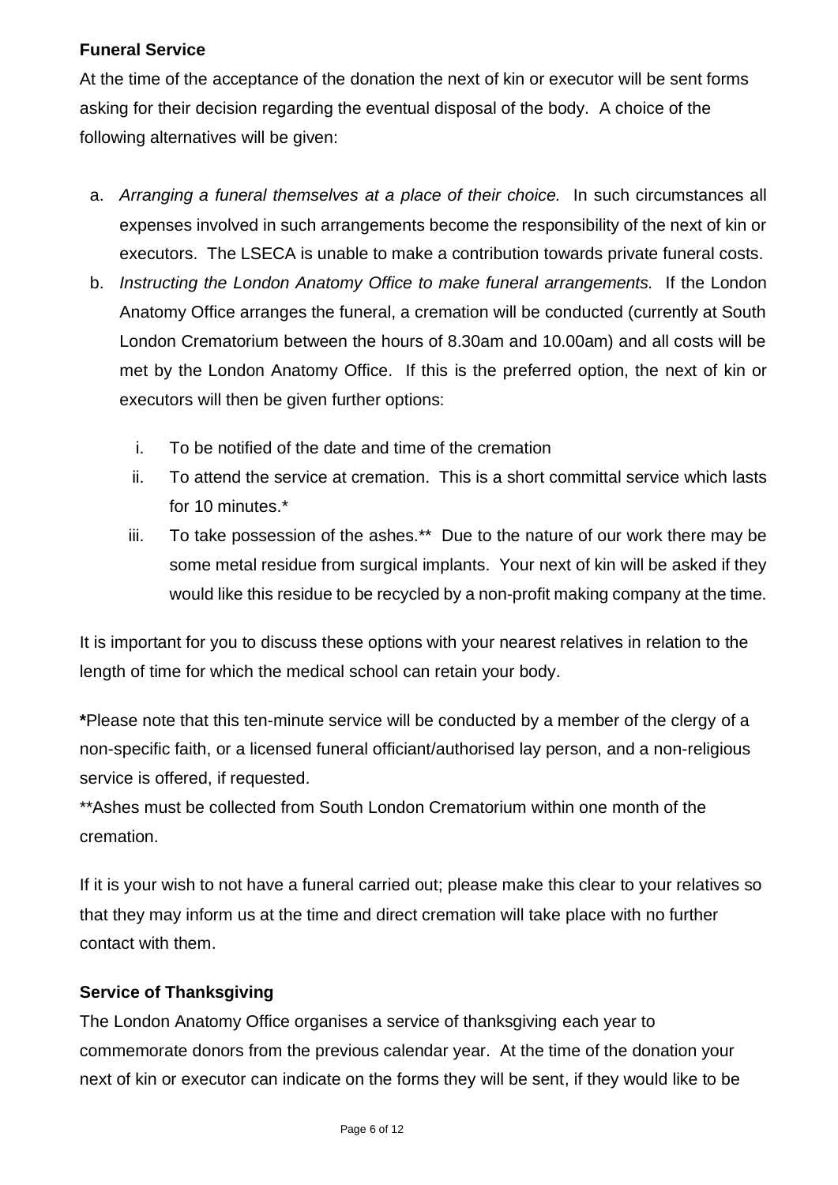**Funeral Service**

At the time of the acceptance of the donation the next of kin or executor will be sent forms asking for their decision regarding the eventual disposal of the body. A choice of the following alternatives will be given:

a. *Arranging a funeral themselves at a place of their choice.* In such circumstances all expenses involved in such arrangements become the responsibility of the next of kin or executors. The LSECA is unable to make a contribution towards private funeral costs.

b. *Instructing the London Anatomy Office to make funeral arrangements.* If the London Anatomy Office arranges the funeral, a cremation will be conducted (currently at South London Crematorium between the hours of 8.30am and 10.00am) and all costs will be met by the London Anatomy Office. If this is the preferred option, the next of kin or executors will then be given further options:

   i. To be notified of the date and time of the cremation

   ii. To attend the service at cremation. This is a short committal service which lasts for 10 minutes.*

   iii. To take possession of the ashes.** Due to the nature of our work there may be some metal residue from surgical implants. Your next of kin will be asked if they would like this residue to be recycled by a non-profit making company at the time.

It is important for you to discuss these options with your nearest relatives in relation to the length of time for which the medical school can retain your body.

**\***Please note that this ten-minute service will be conducted by a member of the clergy of a non-specific faith, or a licensed funeral officiant/authorised lay person, and a non-religious service is offered, if requested.

**Ashes must be collected from South London Crematorium within one month of the cremation.

If it is your wish to not have a funeral carried out; please make this clear to your relatives so that they may inform us at the time and direct cremation will take place with no further contact with them.

**Service of Thanksgiving**

The London Anatomy Office organises a service of thanksgiving each year to commemorate donors from the previous calendar year. At the time of the donation your next of kin or executor can indicate on the forms they will be sent, if they would like to be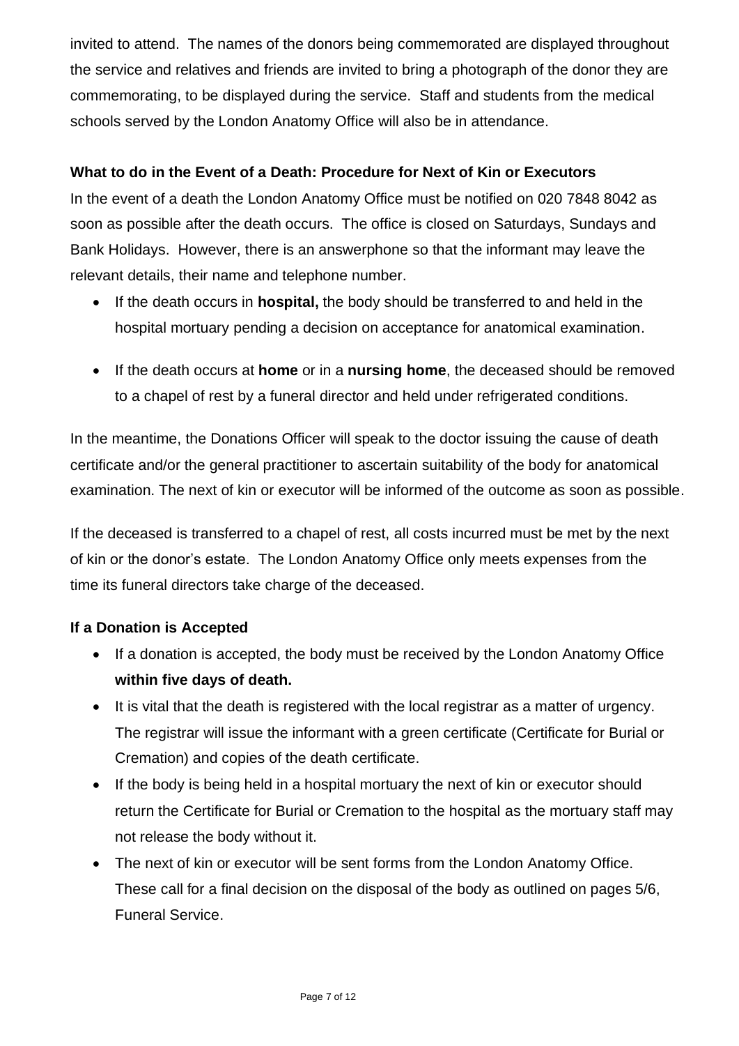invited to attend. The names of the donors being commemorated are displayed throughout the service and relatives and friends are invited to bring a photograph of the donor they are commemorating, to be displayed during the service. Staff and students from the medical schools served by the London Anatomy Office will also be in attendance.

**What to do in the Event of a Death: Procedure for Next of Kin or Executors**

In the event of a death the London Anatomy Office must be notified on 020 7848 8042 as soon as possible after the death occurs. The office is closed on Saturdays, Sundays and Bank Holidays. However, there is an answerphone so that the informant may leave the relevant details, their name and telephone number.

- If the death occurs in **hospital,** the body should be transferred to and held in the hospital mortuary pending a decision on acceptance for anatomical examination.
- If the death occurs at **home** or in a **nursing home**, the deceased should be removed to a chapel of rest by a funeral director and held under refrigerated conditions.

In the meantime, the Donations Officer will speak to the doctor issuing the cause of death certificate and/or the general practitioner to ascertain suitability of the body for anatomical examination. The next of kin or executor will be informed of the outcome as soon as possible.

If the deceased is transferred to a chapel of rest, all costs incurred must be met by the next of kin or the donor's estate. The London Anatomy Office only meets expenses from the time its funeral directors take charge of the deceased.

**If a Donation is Accepted**

- If a donation is accepted, the body must be received by the London Anatomy Office **within five days of death.**
- It is vital that the death is registered with the local registrar as a matter of urgency. The registrar will issue the informant with a green certificate (Certificate for Burial or Cremation) and copies of the death certificate.
- If the body is being held in a hospital mortuary the next of kin or executor should return the Certificate for Burial or Cremation to the hospital as the mortuary staff may not release the body without it.
- The next of kin or executor will be sent forms from the London Anatomy Office. These call for a final decision on the disposal of the body as outlined on pages 5/6, Funeral Service.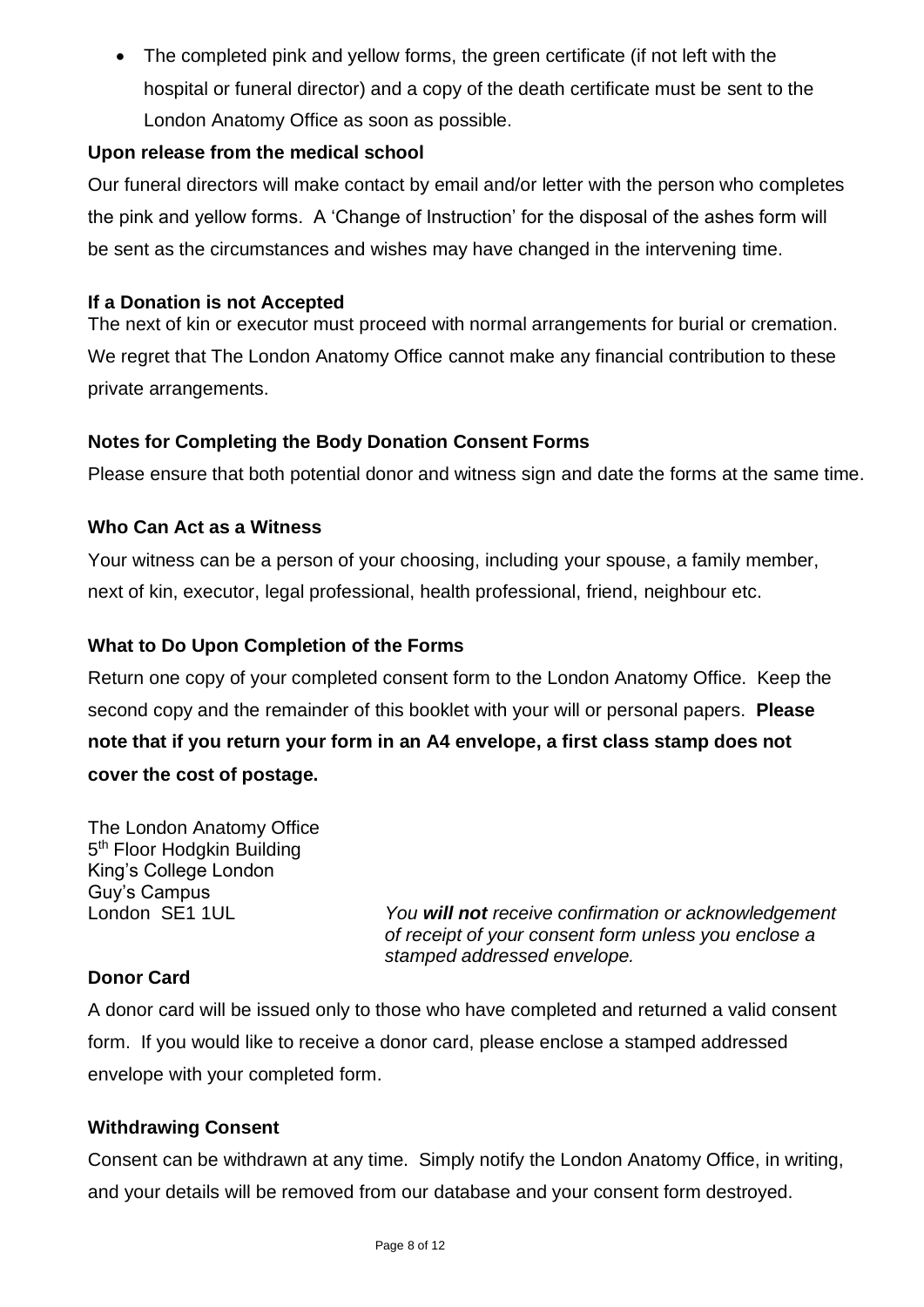- The completed pink and yellow forms, the green certificate (if not left with the hospital or funeral director) and a copy of the death certificate must be sent to the London Anatomy Office as soon as possible.

### Upon release from the medical school

Our funeral directors will make contact by email and/or letter with the person who completes the pink and yellow forms. A 'Change of Instruction' for the disposal of the ashes form will be sent as the circumstances and wishes may have changed in the intervening time.

### If a Donation is not Accepted

The next of kin or executor must proceed with normal arrangements for burial or cremation. We regret that The London Anatomy Office cannot make any financial contribution to these private arrangements.

### Notes for Completing the Body Donation Consent Forms

Please ensure that both potential donor and witness sign and date the forms at the same time.

### Who Can Act as a Witness

Your witness can be a person of your choosing, including your spouse, a family member, next of kin, executor, legal professional, health professional, friend, neighbour etc.

### What to Do Upon Completion of the Forms

Return one copy of your completed consent form to the London Anatomy Office. Keep the second copy and the remainder of this booklet with your will or personal papers. **Please note that if you return your form in an A4 envelope, a first class stamp does not cover the cost of postage.**

The London Anatomy Office
5th Floor Hodgkin Building
King's College London
Guy's Campus
London SE1 1UL

*You **will not** receive confirmation or acknowledgement of receipt of your consent form unless you enclose a stamped addressed envelope.*

### Donor Card

A donor card will be issued only to those who have completed and returned a valid consent form. If you would like to receive a donor card, please enclose a stamped addressed envelope with your completed form.

### Withdrawing Consent

Consent can be withdrawn at any time. Simply notify the London Anatomy Office, in writing, and your details will be removed from our database and your consent form destroyed.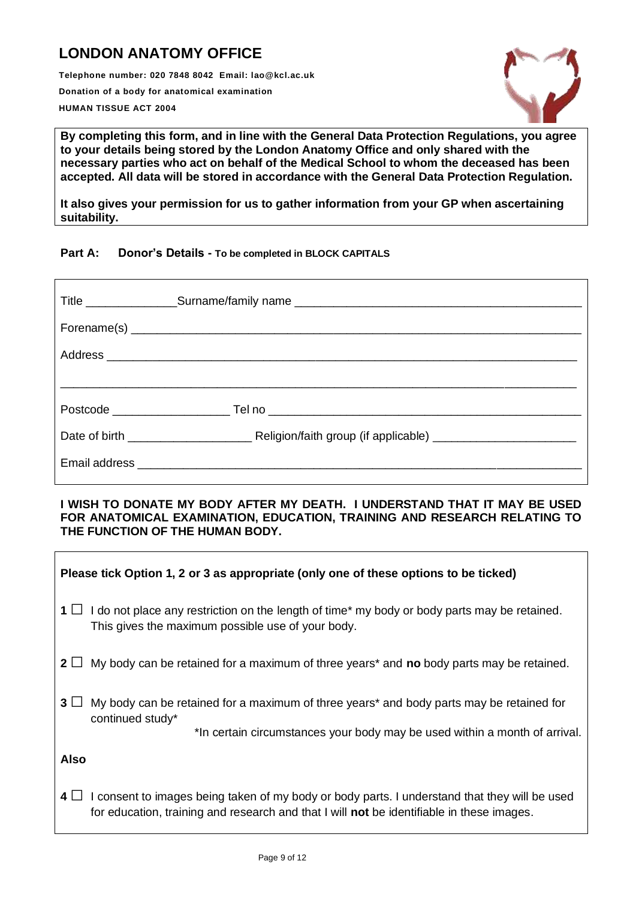# LONDON ANATOMY OFFICE

**Telephone number: 020 7848 8042 Email: lao@kcl.ac.uk**

**Donation of a body for anatomical examination**

**HUMAN TISSUE ACT 2004**

**By completing this form, and in line with the General Data Protection Regulations, you agree to your details being stored by the London Anatomy Office and only shared with the necessary parties who act on behalf of the Medical School to whom the deceased has been accepted. All data will be stored in accordance with the General Data Protection Regulation.**

**It also gives your permission for us to gather information from your GP when ascertaining suitability.**

## Part A: Donor's Details - To be completed in BLOCK CAPITALS

Title ______________ Surname/family name ____________________________________________

Forename(s) ______________________________________________________________________

Address _________________________________________________________________________

_______________________________________________________________________________

Postcode __________________ Tel no _________________________________________________

Date of birth ___________________ Religion/faith group (if applicable) ______________________

Email address _____________________________________________________________________

**I WISH TO DONATE MY BODY AFTER MY DEATH. I UNDERSTAND THAT IT MAY BE USED FOR ANATOMICAL EXAMINATION, EDUCATION, TRAINING AND RESEARCH RELATING TO THE FUNCTION OF THE HUMAN BODY.**

**Please tick Option 1, 2 or 3 as appropriate (only one of these options to be ticked)**

**1** ☐ I do not place any restriction on the length of time* my body or body parts may be retained. This gives the maximum possible use of your body.

**2** ☐ My body can be retained for a maximum of three years* and **no** body parts may be retained.

**3** ☐ My body can be retained for a maximum of three years* and body parts may be retained for continued study*

*In certain circumstances your body may be used within a month of arrival.

**Also**

**4** ☐ I consent to images being taken of my body or body parts. I understand that they will be used for education, training and research and that I will **not** be identifiable in these images.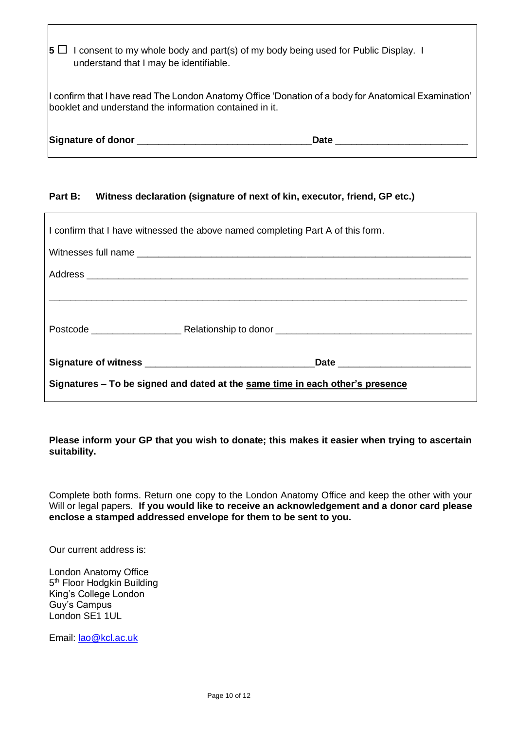**5** ☐ I consent to my whole body and part(s) of my body being used for Public Display. I understand that I may be identifiable.

I confirm that I have read The London Anatomy Office 'Donation of a body for Anatomical Examination' booklet and understand the information contained in it.

**Signature of donor** ________________________________ **Date** ________________________

**Part B: Witness declaration (signature of next of kin, executor, friend, GP etc.)**

I confirm that I have witnessed the above named completing Part A of this form.

Witnesses full name ______________________________________________________________

Address ____________________________________________________________________

__________________________________________________________________________

Postcode ________________ Relationship to donor ____________________________________

**Signature of witness** _______________________________ **Date** ________________________

**Signatures – To be signed and dated at the <u>same time in each other's presence</u>**

**Please inform your GP that you wish to donate; this makes it easier when trying to ascertain suitability.**

Complete both forms. Return one copy to the London Anatomy Office and keep the other with your Will or legal papers. **If you would like to receive an acknowledgement and a donor card please enclose a stamped addressed envelope for them to be sent to you.**

Our current address is:

London Anatomy Office
5th Floor Hodgkin Building
King's College London
Guy's Campus
London SE1 1UL

Email: lao@kcl.ac.uk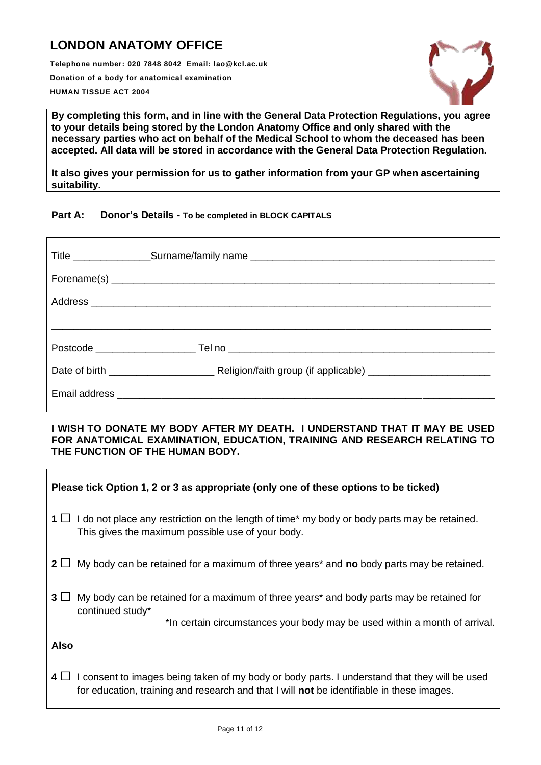# LONDON ANATOMY OFFICE

**Telephone number: 020 7848 8042 Email: lao@kcl.ac.uk**

**Donation of a body for anatomical examination**

**HUMAN TISSUE ACT 2004**

**By completing this form, and in line with the General Data Protection Regulations, you agree to your details being stored by the London Anatomy Office and only shared with the necessary parties who act on behalf of the Medical School to whom the deceased has been accepted. All data will be stored in accordance with the General Data Protection Regulation.**

**It also gives your permission for us to gather information from your GP when ascertaining suitability.**

## Part A: Donor's Details - To be completed in BLOCK CAPITALS

Title ______________ Surname/family name ____________________________________________

Forename(s) ________________________________________________________________________

Address ____________________________________________________________________________

____________________________________________________________________________________

Postcode __________________ Tel no _________________________________________________

Date of birth ___________________ Religion/faith group (if applicable) ______________________

Email address _______________________________________________________________________

**I WISH TO DONATE MY BODY AFTER MY DEATH. I UNDERSTAND THAT IT MAY BE USED FOR ANATOMICAL EXAMINATION, EDUCATION, TRAINING AND RESEARCH RELATING TO THE FUNCTION OF THE HUMAN BODY.**

**Please tick Option 1, 2 or 3 as appropriate (only one of these options to be ticked)**

**1** ☐ I do not place any restriction on the length of time* my body or body parts may be retained. This gives the maximum possible use of your body.

**2** ☐ My body can be retained for a maximum of three years* and **no** body parts may be retained.

**3** ☐ My body can be retained for a maximum of three years* and body parts may be retained for continued study*

*In certain circumstances your body may be used within a month of arrival.

**Also**

**4** ☐ I consent to images being taken of my body or body parts. I understand that they will be used for education, training and research and that I will **not** be identifiable in these images.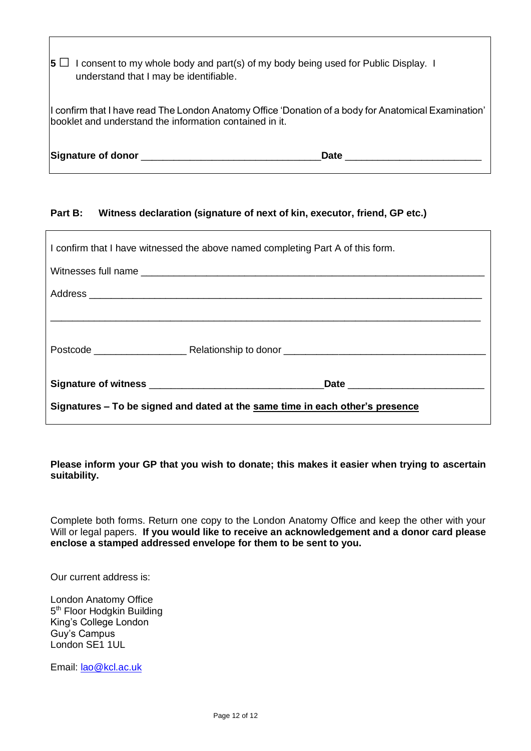**5** ☐ I consent to my whole body and part(s) of my body being used for Public Display. I understand that I may be identifiable.

I confirm that I have read The London Anatomy Office 'Donation of a body for Anatomical Examination' booklet and understand the information contained in it.

**Signature of donor** ________________________________ **Date** ________________________

**Part B: Witness declaration (signature of next of kin, executor, friend, GP etc.)**

I confirm that I have witnessed the above named completing Part A of this form.

Witnesses full name ________________________________________________________________

Address ____________________________________________________________________________

____________________________________________________________________________________

Postcode _________________ Relationship to donor ____________________________________

**Signature of witness** ________________________________ **Date** ________________________

**Signatures – To be signed and dated at the same time in each other's presence**

**Please inform your GP that you wish to donate; this makes it easier when trying to ascertain suitability.**

Complete both forms. Return one copy to the London Anatomy Office and keep the other with your Will or legal papers. **If you would like to receive an acknowledgement and a donor card please enclose a stamped addressed envelope for them to be sent to you.**

Our current address is:

London Anatomy Office
5th Floor Hodgkin Building
King's College London
Guy's Campus
London SE1 1UL

Email: lao@kcl.ac.uk